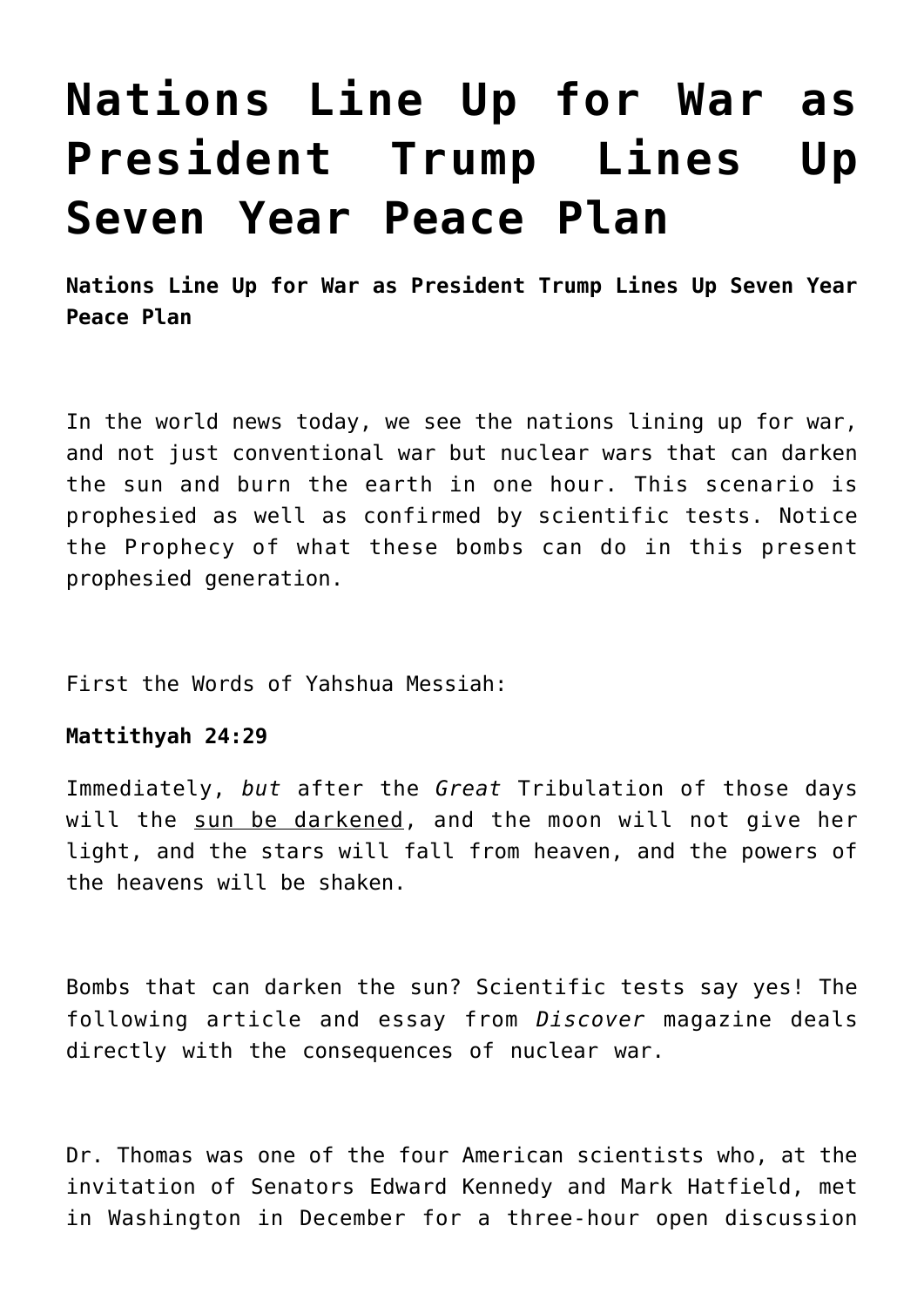# Nations Line Up for War as President Trump Lines Up Seven Year Peace Plan

**Nations Line Up for War as President Trump Lines Up Seven Year Peace Plan**

In the world news today, we see the nations lining up for war, and not just conventional war but nuclear wars that can darken the sun and burn the earth in one hour. This scenario is prophesied as well as confirmed by scientific tests. Notice the Prophecy of what these bombs can do in this present prophesied generation.

First the Words of Yahshua Messiah:

**Mattithyah 24:29**

Immediately, *but* after the *Great* Tribulation of those days will the <u>sun be darkened</u>, and the moon will not give her light, and the stars will fall from heaven, and the powers of the heavens will be shaken.

Bombs that can darken the sun? Scientific tests say yes! The following article and essay from *Discover* magazine deals directly with the consequences of nuclear war.

Dr. Thomas was one of the four American scientists who, at the invitation of Senators Edward Kennedy and Mark Hatfield, met in Washington in December for a three-hour open discussion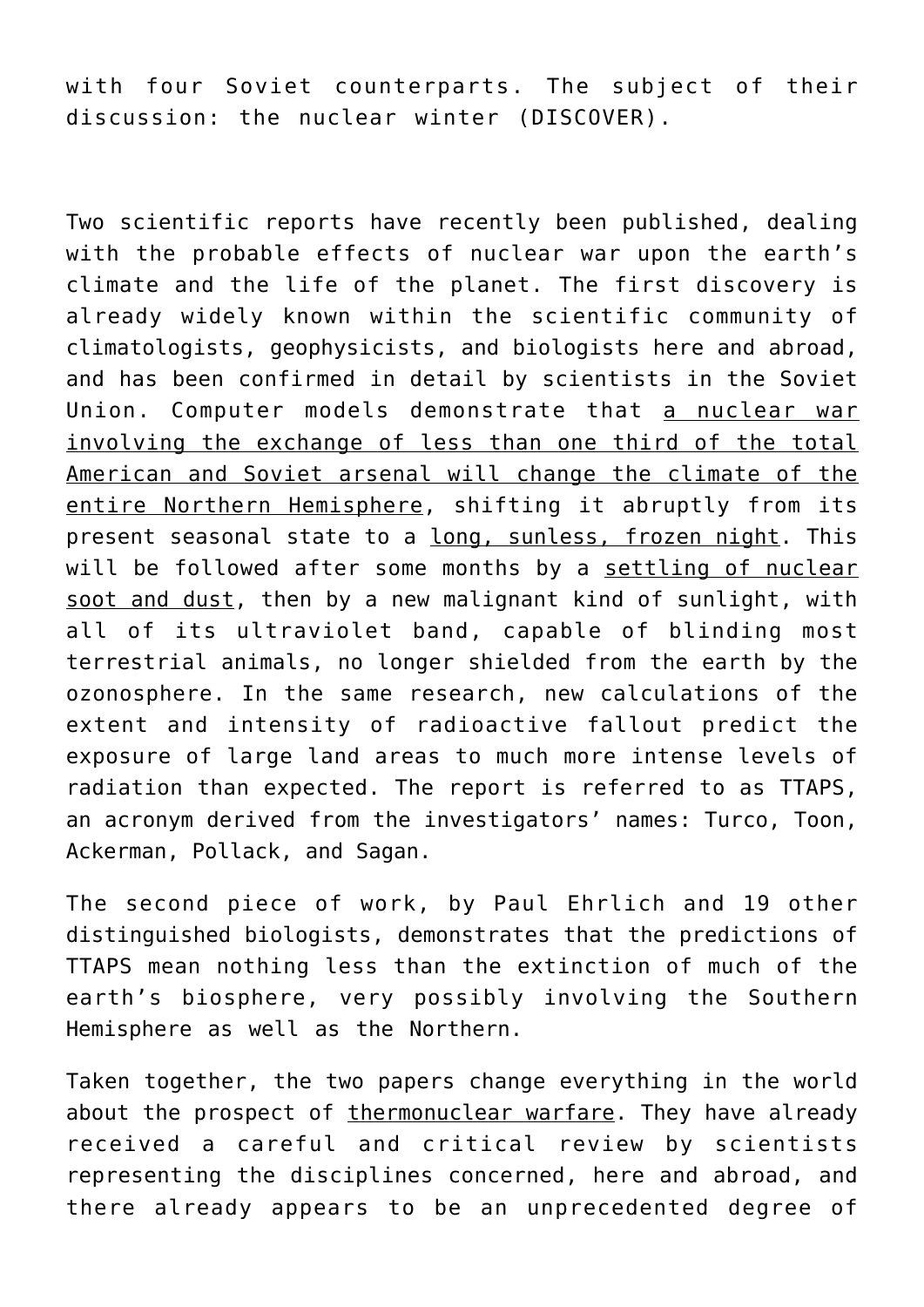with four Soviet counterparts. The subject of their discussion: the nuclear winter (DISCOVER).

Two scientific reports have recently been published, dealing with the probable effects of nuclear war upon the earth's climate and the life of the planet. The first discovery is already widely known within the scientific community of climatologists, geophysicists, and biologists here and abroad, and has been confirmed in detail by scientists in the Soviet Union. Computer models demonstrate that <u>a nuclear war involving the exchange of less than one third of the total American and Soviet arsenal will change the climate of the entire Northern Hemisphere</u>, shifting it abruptly from its present seasonal state to a <u>long, sunless, frozen night</u>. This will be followed after some months by a <u>settling of nuclear soot and dust</u>, then by a new malignant kind of sunlight, with all of its ultraviolet band, capable of blinding most terrestrial animals, no longer shielded from the earth by the ozonosphere. In the same research, new calculations of the extent and intensity of radioactive fallout predict the exposure of large land areas to much more intense levels of radiation than expected. The report is referred to as TTAPS, an acronym derived from the investigators' names: Turco, Toon, Ackerman, Pollack, and Sagan.

The second piece of work, by Paul Ehrlich and 19 other distinguished biologists, demonstrates that the predictions of TTAPS mean nothing less than the extinction of much of the earth's biosphere, very possibly involving the Southern Hemisphere as well as the Northern.

Taken together, the two papers change everything in the world about the prospect of <u>thermonuclear warfare</u>. They have already received a careful and critical review by scientists representing the disciplines concerned, here and abroad, and there already appears to be an unprecedented degree of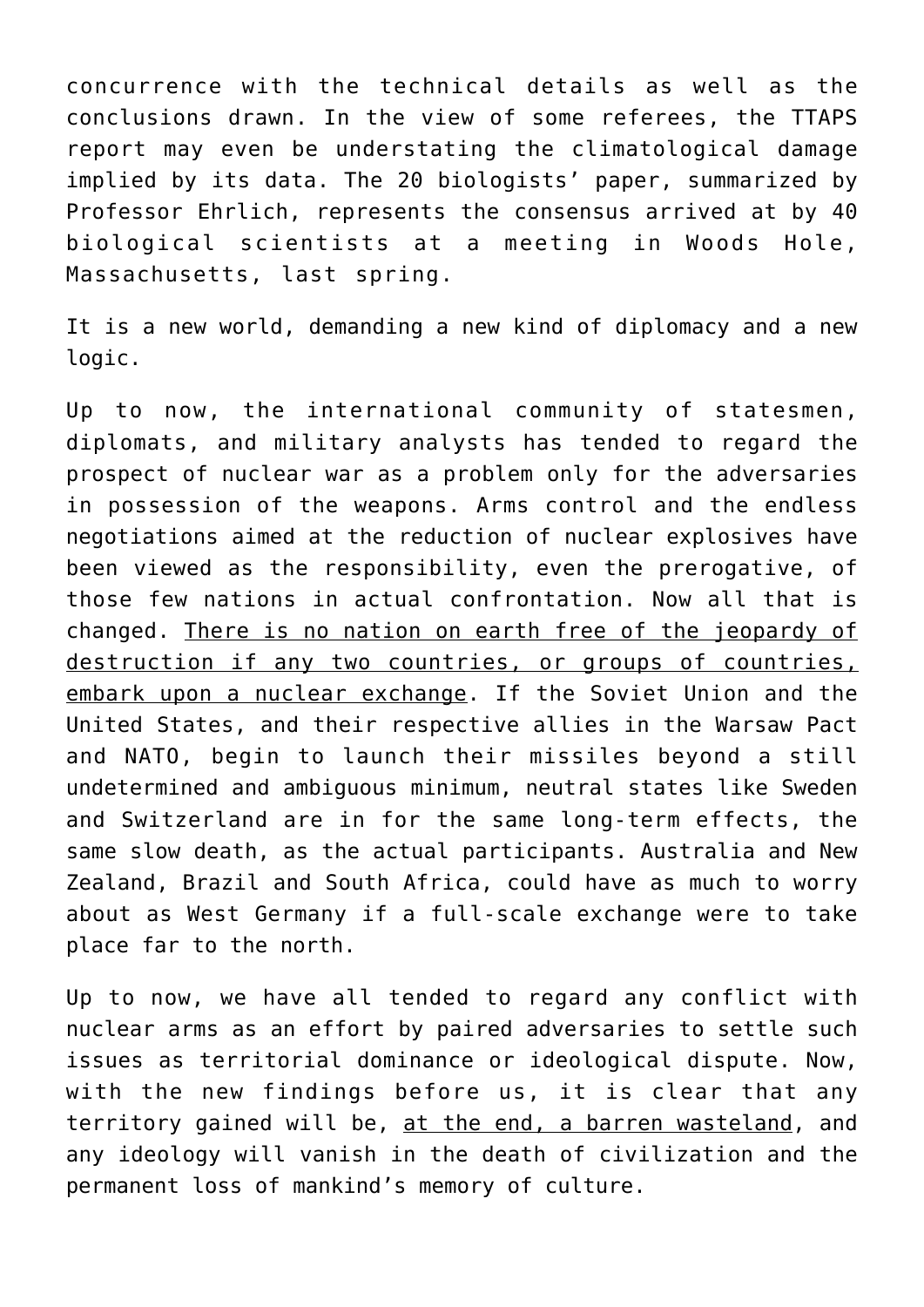concurrence with the technical details as well as the conclusions drawn. In the view of some referees, the TTAPS report may even be understating the climatological damage implied by its data. The 20 biologists' paper, summarized by Professor Ehrlich, represents the consensus arrived at by 40 biological scientists at a meeting in Woods Hole, Massachusetts, last spring.

It is a new world, demanding a new kind of diplomacy and a new logic.

Up to now, the international community of statesmen, diplomats, and military analysts has tended to regard the prospect of nuclear war as a problem only for the adversaries in possession of the weapons. Arms control and the endless negotiations aimed at the reduction of nuclear explosives have been viewed as the responsibility, even the prerogative, of those few nations in actual confrontation. Now all that is changed. <u>There is no nation on earth free of the jeopardy of destruction if any two countries, or groups of countries, embark upon a nuclear exchange</u>. If the Soviet Union and the United States, and their respective allies in the Warsaw Pact and NATO, begin to launch their missiles beyond a still undetermined and ambiguous minimum, neutral states like Sweden and Switzerland are in for the same long-term effects, the same slow death, as the actual participants. Australia and New Zealand, Brazil and South Africa, could have as much to worry about as West Germany if a full-scale exchange were to take place far to the north.

Up to now, we have all tended to regard any conflict with nuclear arms as an effort by paired adversaries to settle such issues as territorial dominance or ideological dispute. Now, with the new findings before us, it is clear that any territory gained will be, <u>at the end, a barren wasteland</u>, and any ideology will vanish in the death of civilization and the permanent loss of mankind's memory of culture.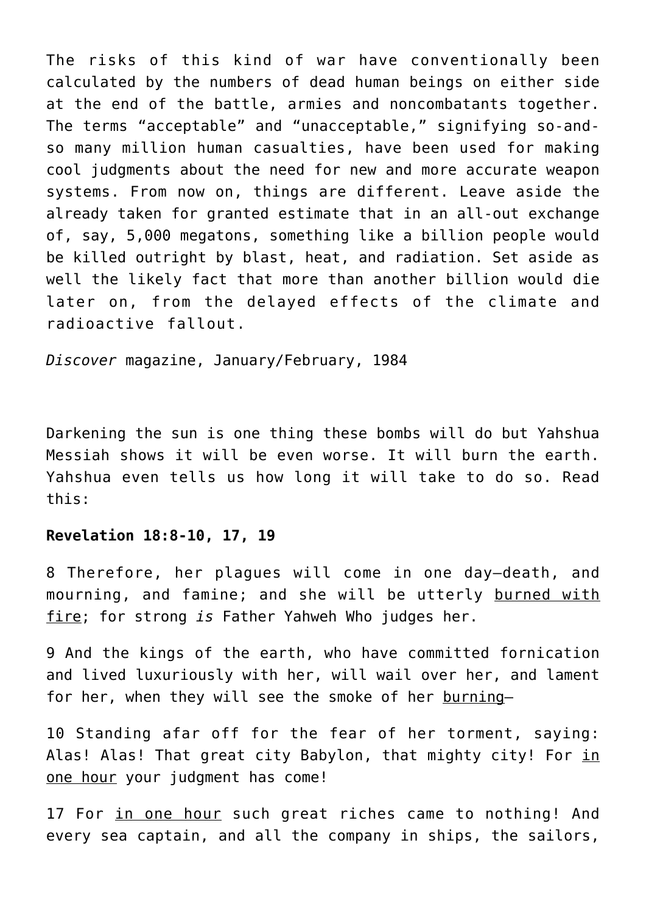The risks of this kind of war have conventionally been calculated by the numbers of dead human beings on either side at the end of the battle, armies and noncombatants together. The terms “acceptable” and “unacceptable,” signifying so-and-so many million human casualties, have been used for making cool judgments about the need for new and more accurate weapon systems. From now on, things are different. Leave aside the already taken for granted estimate that in an all-out exchange of, say, 5,000 megatons, something like a billion people would be killed outright by blast, heat, and radiation. Set aside as well the likely fact that more than another billion would die later on, from the delayed effects of the climate and radioactive fallout.

*Discover* magazine, January/February, 1984

Darkening the sun is one thing these bombs will do but Yahshua Messiah shows it will be even worse. It will burn the earth. Yahshua even tells us how long it will take to do so. Read this:

**Revelation 18:8-10, 17, 19**

8 Therefore, her plagues will come in one day—death, and mourning, and famine; and she will be utterly <u>burned with fire</u>; for strong *is* Father Yahweh Who judges her.

9 And the kings of the earth, who have committed fornication and lived luxuriously with her, will wail over her, and lament for her, when they will see the smoke of her <u>burning</u>—

10 Standing afar off for the fear of her torment, saying: Alas! Alas! That great city Babylon, that mighty city! For <u>in one hour</u> your judgment has come!

17 For <u>in one hour</u> such great riches came to nothing! And every sea captain, and all the company in ships, the sailors,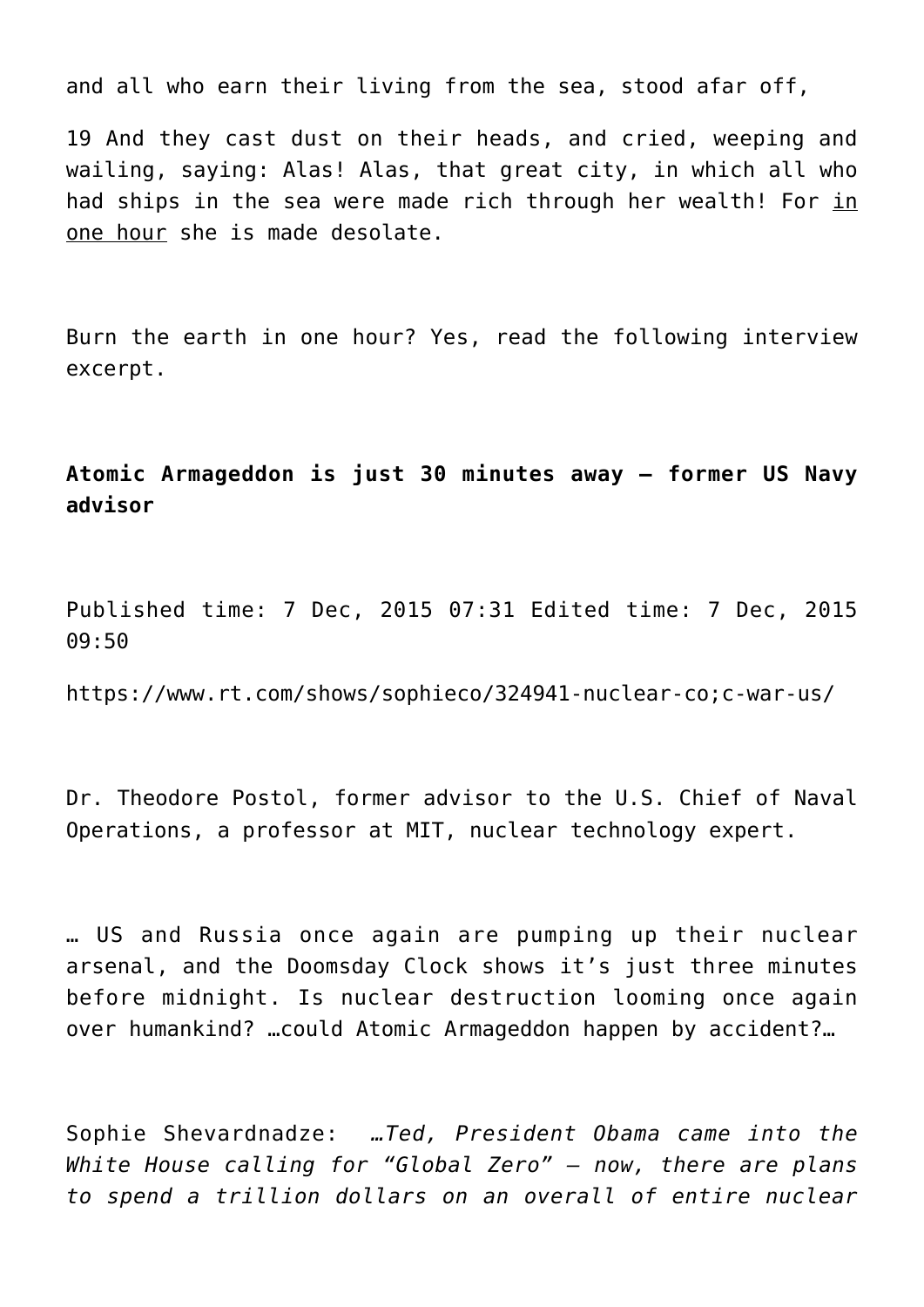and all who earn their living from the sea, stood afar off,

19 And they cast dust on their heads, and cried, weeping and wailing, saying: Alas! Alas, that great city, in which all who had ships in the sea were made rich through her wealth! For <u>in one hour</u> she is made desolate.

Burn the earth in one hour? Yes, read the following interview excerpt.

**Atomic Armageddon is just 30 minutes away – former US Navy advisor**

Published time: 7 Dec, 2015 07:31 Edited time: 7 Dec, 2015 09:50

https://www.rt.com/shows/sophieco/324941-nuclear-co;c-war-us/

Dr. Theodore Postol, former advisor to the U.S. Chief of Naval Operations, a professor at MIT, nuclear technology expert.

… US and Russia once again are pumping up their nuclear arsenal, and the Doomsday Clock shows it's just three minutes before midnight. Is nuclear destruction looming once again over humankind? …could Atomic Armageddon happen by accident?…

Sophie Shevardnadze: *…Ted, President Obama came into the White House calling for "Global Zero" – now, there are plans to spend a trillion dollars on an overall of entire nuclear*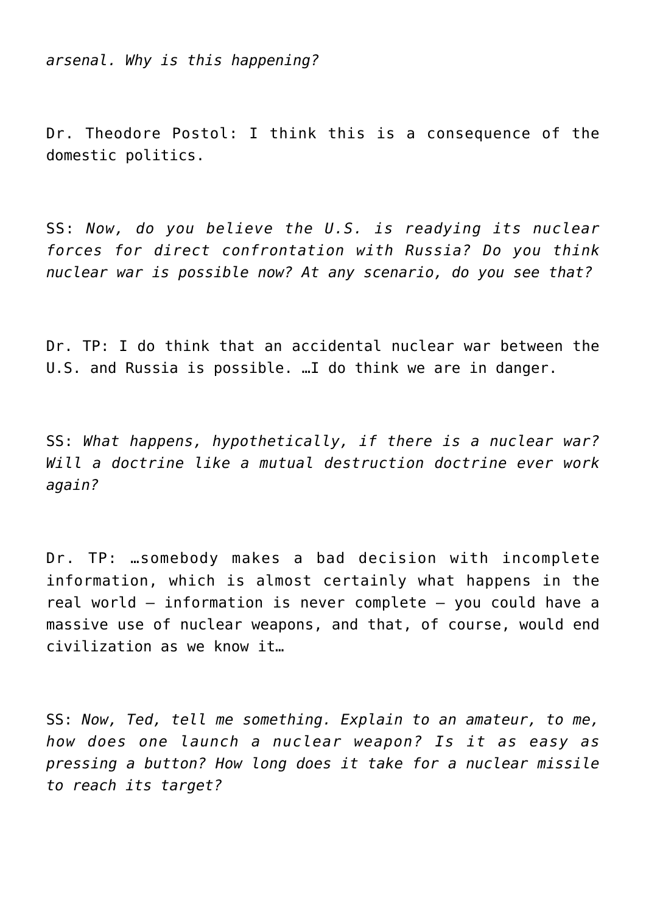*arsenal. Why is this happening?*

Dr. Theodore Postol: I think this is a consequence of the domestic politics.

SS: *Now, do you believe the U.S. is readying its nuclear forces for direct confrontation with Russia? Do you think nuclear war is possible now? At any scenario, do you see that?*

Dr. TP: I do think that an accidental nuclear war between the U.S. and Russia is possible. …I do think we are in danger.

SS: *What happens, hypothetically, if there is a nuclear war? Will a doctrine like a mutual destruction doctrine ever work again?*

Dr. TP: …somebody makes a bad decision with incomplete information, which is almost certainly what happens in the real world – information is never complete – you could have a massive use of nuclear weapons, and that, of course, would end civilization as we know it…

SS: *Now, Ted, tell me something. Explain to an amateur, to me, how does one launch a nuclear weapon? Is it as easy as pressing a button? How long does it take for a nuclear missile to reach its target?*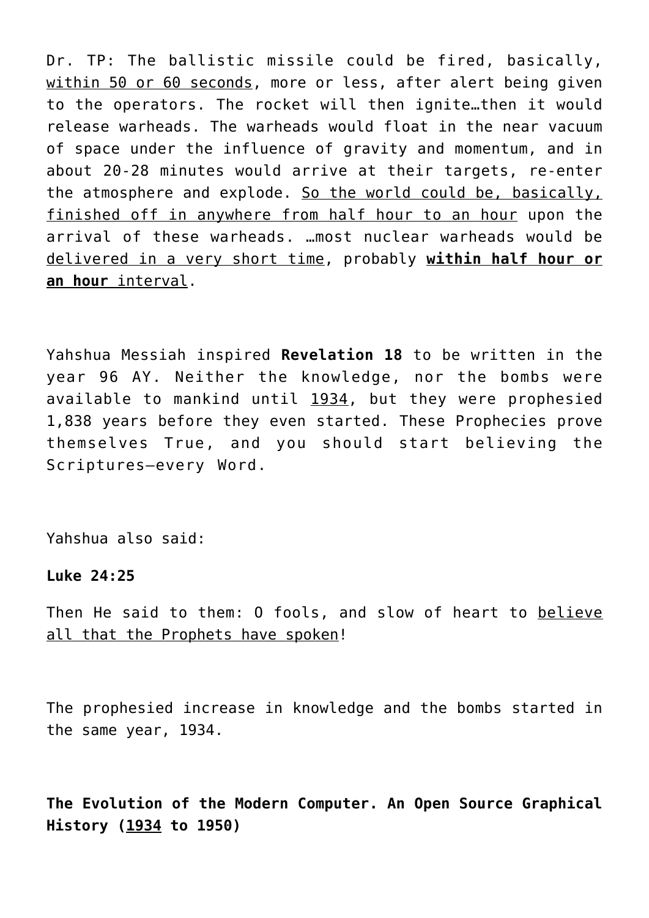Dr. TP: The ballistic missile could be fired, basically, <u>within 50 or 60 seconds</u>, more or less, after alert being given to the operators. The rocket will then ignite…then it would release warheads. The warheads would float in the near vacuum of space under the influence of gravity and momentum, and in about 20-28 minutes would arrive at their targets, re-enter the atmosphere and explode. <u>So the world could be, basically, finished off in anywhere from half hour to an hour</u> upon the arrival of these warheads. …most nuclear warheads would be <u>delivered in a very short time</u>, probably **<u>within half hour or an hour</u>** <u>interval</u>.

Yahshua Messiah inspired **Revelation 18** to be written in the year 96 AY. Neither the knowledge, nor the bombs were available to mankind until <u>1934</u>, but they were prophesied 1,838 years before they even started. These Prophecies prove themselves True, and you should start believing the Scriptures—every Word.

Yahshua also said:

**Luke 24:25**

Then He said to them: O fools, and slow of heart to <u>believe all that the Prophets have spoken</u>!

The prophesied increase in knowledge and the bombs started in the same year, 1934.

**The Evolution of the Modern Computer. An Open Source Graphical History (<u>1934</u> to 1950)**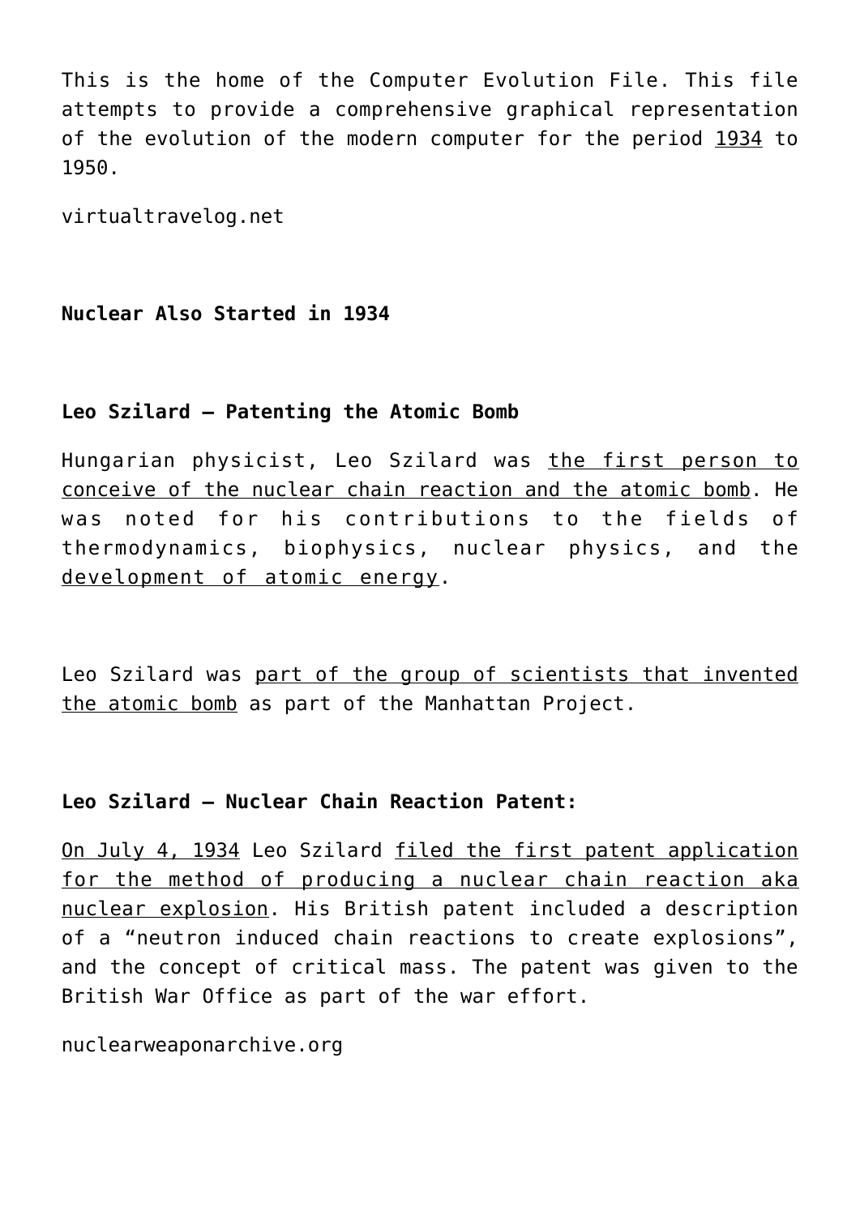This is the home of the Computer Evolution File. This file attempts to provide a comprehensive graphical representation of the evolution of the modern computer for the period 1934 to 1950.

virtualtravelog.net

**Nuclear Also Started in 1934**

**Leo Szilard – Patenting the Atomic Bomb**

Hungarian physicist, Leo Szilard was the first person to conceive of the nuclear chain reaction and the atomic bomb. He was noted for his contributions to the fields of thermodynamics, biophysics, nuclear physics, and the development of atomic energy.

Leo Szilard was part of the group of scientists that invented the atomic bomb as part of the Manhattan Project.

**Leo Szilard – Nuclear Chain Reaction Patent:**

On July 4, 1934 Leo Szilard filed the first patent application for the method of producing a nuclear chain reaction aka nuclear explosion. His British patent included a description of a "neutron induced chain reactions to create explosions", and the concept of critical mass. The patent was given to the British War Office as part of the war effort.

nuclearweaponarchive.org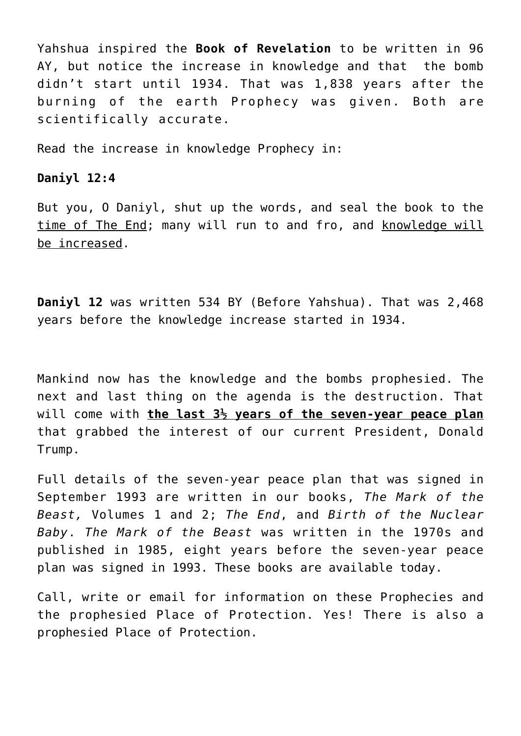Yahshua inspired the **Book of Revelation** to be written in 96 AY, but notice the increase in knowledge and that the bomb didn't start until 1934. That was 1,838 years after the burning of the earth Prophecy was given. Both are scientifically accurate.

Read the increase in knowledge Prophecy in:

**Daniyl 12:4**

But you, O Daniyl, shut up the words, and seal the book to the <u>time of The End</u>; many will run to and fro, and <u>knowledge will be increased</u>.

**Daniyl 12** was written 534 BY (Before Yahshua). That was 2,468 years before the knowledge increase started in 1934.

Mankind now has the knowledge and the bombs prophesied. The next and last thing on the agenda is the destruction. That will come with **<u>the last 3½ years of the seven-year peace plan</u>** that grabbed the interest of our current President, Donald Trump.

Full details of the seven-year peace plan that was signed in September 1993 are written in our books, *The Mark of the Beast,* Volumes 1 and 2; *The End*, and *Birth of the Nuclear Baby*. *The Mark of the Beast* was written in the 1970s and published in 1985, eight years before the seven-year peace plan was signed in 1993. These books are available today.

Call, write or email for information on these Prophecies and the prophesied Place of Protection. Yes! There is also a prophesied Place of Protection.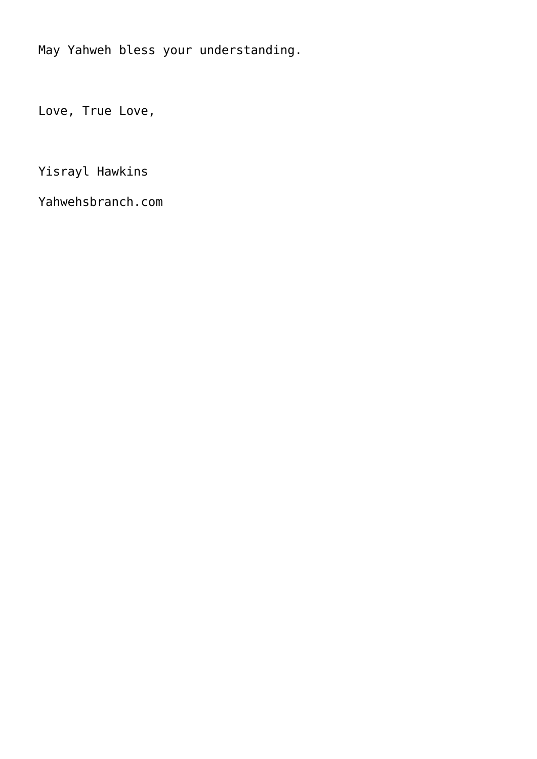May Yahweh bless your understanding.

Love, True Love,

Yisrayl Hawkins

Yahwehsbranch.com